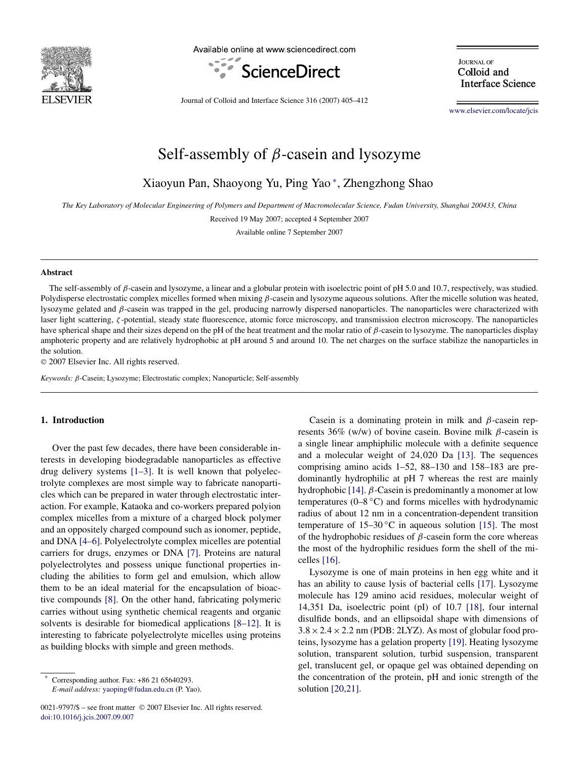# Self-assembly of $\beta$-casein and lysozyme

Xiaoyun Pan, Shaoyong Yu, Ping Yao *, Zhengzhong Shao

*The Key Laboratory of Molecular Engineering of Polymers and Department of Macromolecular Science, Fudan University, Shanghai 200433, China*

Received 19 May 2007; accepted 4 September 2007

Available online 7 September 2007

## Abstract

The self-assembly of $\beta$-casein and lysozyme, a linear and a globular protein with isoelectric point of pH 5.0 and 10.7, respectively, was studied. Polydisperse electrostatic complex micelles formed when mixing $\beta$-casein and lysozyme aqueous solutions. After the micelle solution was heated, lysozyme gelated and $\beta$-casein was trapped in the gel, producing narrowly dispersed nanoparticles. The nanoparticles were characterized with laser light scattering, $\zeta$-potential, steady state fluorescence, atomic force microscopy, and transmission electron microscopy. The nanoparticles have spherical shape and their sizes depend on the pH of the heat treatment and the molar ratio of $\beta$-casein to lysozyme. The nanoparticles display amphoteric property and are relatively hydrophobic at pH around 5 and around 10. The net charges on the surface stabilize the nanoparticles in the solution.

© 2007 Elsevier Inc. All rights reserved.

*Keywords:* $\beta$-Casein; Lysozyme; Electrostatic complex; Nanoparticle; Self-assembly

## 1. Introduction

Over the past few decades, there have been considerable interests in developing biodegradable nanoparticles as effective drug delivery systems [1–3]. It is well known that polyelectrolyte complexes are most simple way to fabricate nanoparticles which can be prepared in water through electrostatic interaction. For example, Kataoka and co-workers prepared polyion complex micelles from a mixture of a charged block polymer and an oppositely charged compound such as ionomer, peptide, and DNA [4–6]. Polyelectrolyte complex micelles are potential carriers for drugs, enzymes or DNA [7]. Proteins are natural polyelectrolytes and possess unique functional properties including the abilities to form gel and emulsion, which allow them to be an ideal material for the encapsulation of bioactive compounds [8]. On the other hand, fabricating polymeric carries without using synthetic chemical reagents and organic solvents is desirable for biomedical applications [8–12]. It is interesting to fabricate polyelectrolyte micelles using proteins as building blocks with simple and green methods.

Casein is a dominating protein in milk and $\beta$-casein represents 36% (w/w) of bovine casein. Bovine milk $\beta$-casein is a single linear amphiphilic molecule with a definite sequence and a molecular weight of 24,020 Da [13]. The sequences comprising amino acids 1–52, 88–130 and 158–183 are predominantly hydrophilic at pH 7 whereas the rest are mainly hydrophobic [14]. $\beta$-Casein is predominantly a monomer at low temperatures (0–8 °C) and forms micelles with hydrodynamic radius of about 12 nm in a concentration-dependent transition temperature of 15–30 °C in aqueous solution [15]. The most of the hydrophobic residues of $\beta$-casein form the core whereas the most of the hydrophilic residues form the shell of the micelles [16].

Lysozyme is one of main proteins in hen egg white and it has an ability to cause lysis of bacterial cells [17]. Lysozyme molecule has 129 amino acid residues, molecular weight of 14,351 Da, isoelectric point (pI) of 10.7 [18], four internal disulfide bonds, and an ellipsoidal shape with dimensions of $3.8 \times 2.4 \times 2.2$ nm (PDB: 2LYZ). As most of globular food proteins, lysozyme has a gelation property [19]. Heating lysozyme solution, transparent solution, turbid suspension, transparent gel, translucent gel, or opaque gel was obtained depending on the concentration of the protein, pH and ionic strength of the solution [20,21].

* Corresponding author. Fax: +86 21 65640293.
*E-mail address:* yaoping@fudan.edu.cn (P. Yao).

0021-9797/$ – see front matter © 2007 Elsevier Inc. All rights reserved.
doi:10.1016/j.jcis.2007.09.007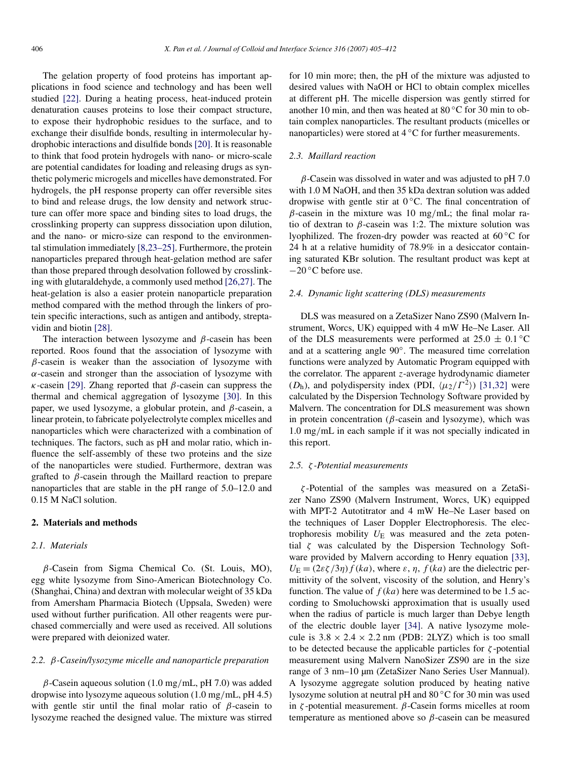The gelation property of food proteins has important applications in food science and technology and has been well studied [22]. During a heating process, heat-induced protein denaturation causes proteins to lose their compact structure, to expose their hydrophobic residues to the surface, and to exchange their disulfide bonds, resulting in intermolecular hydrophobic interactions and disulfide bonds [20]. It is reasonable to think that food protein hydrogels with nano- or micro-scale are potential candidates for loading and releasing drugs as synthetic polymeric microgels and micelles have demonstrated. For hydrogels, the pH response property can offer reversible sites to bind and release drugs, the low density and network structure can offer more space and binding sites to load drugs, the crosslinking property can suppress dissociation upon dilution, and the nano- or micro-size can respond to the environmental stimulation immediately [8,23–25]. Furthermore, the protein nanoparticles prepared through heat-gelation method are safer than those prepared through desolvation followed by crosslinking with glutaraldehyde, a commonly used method [26,27]. The heat-gelation is also a easier protein nanoparticle preparation method compared with the method through the linkers of protein specific interactions, such as antigen and antibody, streptavidin and biotin [28].

The interaction between lysozyme and $\beta$-casein has been reported. Roos found that the association of lysozyme with $\beta$-casein is weaker than the association of lysozyme with $\alpha$-casein and stronger than the association of lysozyme with $\kappa$-casein [29]. Zhang reported that $\beta$-casein can suppress the thermal and chemical aggregation of lysozyme [30]. In this paper, we used lysozyme, a globular protein, and $\beta$-casein, a linear protein, to fabricate polyelectrolyte complex micelles and nanoparticles which were characterized with a combination of techniques. The factors, such as pH and molar ratio, which influence the self-assembly of these two proteins and the size of the nanoparticles were studied. Furthermore, dextran was grafted to $\beta$-casein through the Maillard reaction to prepare nanoparticles that are stable in the pH range of 5.0–12.0 and 0.15 M NaCl solution.

## 2. Materials and methods

### 2.1. Materials

$\beta$-Casein from Sigma Chemical Co. (St. Louis, MO), egg white lysozyme from Sino-American Biotechnology Co. (Shanghai, China) and dextran with molecular weight of 35 kDa from Amersham Pharmacia Biotech (Uppsala, Sweden) were used without further purification. All other reagents were purchased commercially and were used as received. All solutions were prepared with deionized water.

### 2.2. $\beta$-Casein/lysozyme micelle and nanoparticle preparation

$\beta$-Casein aqueous solution (1.0 mg/mL, pH 7.0) was added dropwise into lysozyme aqueous solution (1.0 mg/mL, pH 4.5) with gentle stir until the final molar ratio of $\beta$-casein to lysozyme reached the designed value. The mixture was stirred for 10 min more; then, the pH of the mixture was adjusted to desired values with NaOH or HCl to obtain complex micelles at different pH. The micelle dispersion was gently stirred for another 10 min, and then was heated at 80 °C for 30 min to obtain complex nanoparticles. The resultant products (micelles or nanoparticles) were stored at 4 °C for further measurements.

### 2.3. Maillard reaction

$\beta$-Casein was dissolved in water and was adjusted to pH 7.0 with 1.0 M NaOH, and then 35 kDa dextran solution was added dropwise with gentle stir at 0 °C. The final concentration of $\beta$-casein in the mixture was 10 mg/mL; the final molar ratio of dextran to $\beta$-casein was 1:2. The mixture solution was lyophilized. The frozen-dry powder was reacted at 60 °C for 24 h at a relative humidity of 78.9% in a desiccator containing saturated KBr solution. The resultant product was kept at −20 °C before use.

### 2.4. Dynamic light scattering (DLS) measurements

DLS was measured on a ZetaSizer Nano ZS90 (Malvern Instrument, Worcs, UK) equipped with 4 mW He–Ne Laser. All of the DLS measurements were performed at 25.0 ± 0.1 °C and at a scattering angle 90°. The measured time correlation functions were analyzed by Automatic Program equipped with the correlator. The apparent $z$-average hydrodynamic diameter ($D_h$), and polydispersity index (PDI, $\langle \mu_2/\Gamma^2 \rangle$) [31,32] were calculated by the Dispersion Technology Software provided by Malvern. The concentration for DLS measurement was shown in protein concentration ($\beta$-casein and lysozyme), which was 1.0 mg/mL in each sample if it was not specially indicated in this report.

### 2.5. $\zeta$-Potential measurements

$\zeta$-Potential of the samples was measured on a ZetaSizer Nano ZS90 (Malvern Instrument, Worcs, UK) equipped with MPT-2 Autotitrator and 4 mW He–Ne Laser based on the techniques of Laser Doppler Electrophoresis. The electrophoresis mobility $U_E$ was measured and the zeta potential $\zeta$ was calculated by the Dispersion Technology Software provided by Malvern according to Henry equation [33], $U_E = (2\varepsilon\zeta/3\eta) f(ka)$, where $\varepsilon$, $\eta$, $f(ka)$ are the dielectric permittivity of the solvent, viscosity of the solution, and Henry's function. The value of $f(ka)$ here was determined to be 1.5 according to Smoluchowski approximation that is usually used when the radius of particle is much larger than Debye length of the electric double layer [34]. A native lysozyme molecule is 3.8 × 2.4 × 2.2 nm (PDB: 2LYZ) which is too small to be detected because the applicable particles for $\zeta$-potential measurement using Malvern NanoSizer ZS90 are in the size range of 3 nm–10 µm (ZetaSizer Nano Series User Mannual). A lysozyme aggregate solution produced by heating native lysozyme solution at neutral pH and 80 °C for 30 min was used in $\zeta$-potential measurement. $\beta$-Casein forms micelles at room temperature as mentioned above so $\beta$-casein can be measured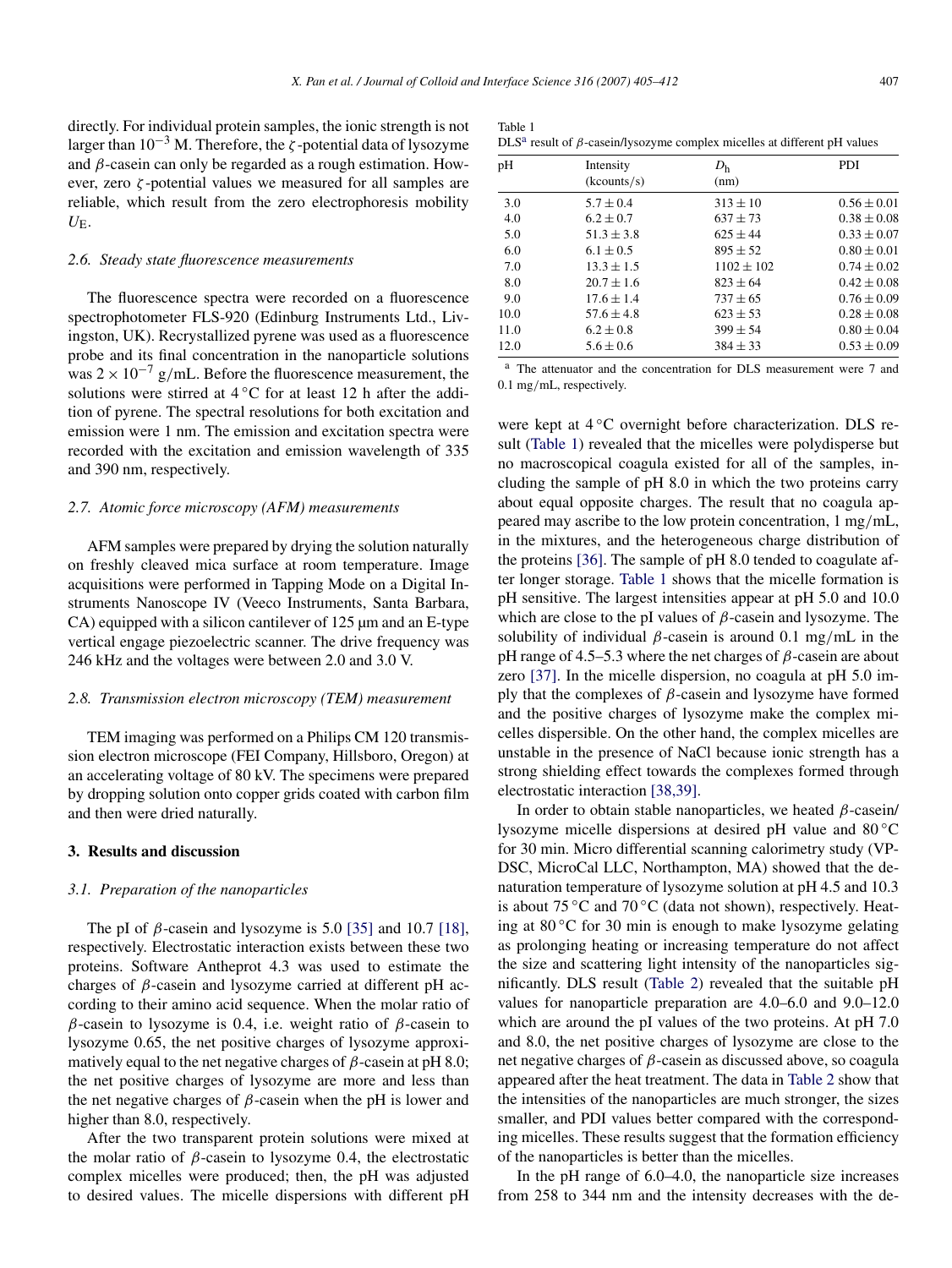directly. For individual protein samples, the ionic strength is not larger than $10^{-3}$ M. Therefore, the $\zeta$-potential data of lysozyme and $\beta$-casein can only be regarded as a rough estimation. However, zero $\zeta$-potential values we measured for all samples are reliable, which result from the zero electrophoresis mobility $U_E$.

### 2.6. Steady state fluorescence measurements

The fluorescence spectra were recorded on a fluorescence spectrophotometer FLS-920 (Edinburg Instruments Ltd., Livingston, UK). Recrystallized pyrene was used as a fluorescence probe and its final concentration in the nanoparticle solutions was $2 \times 10^{-7}$ g/mL. Before the fluorescence measurement, the solutions were stirred at 4 °C for at least 12 h after the addition of pyrene. The spectral resolutions for both excitation and emission were 1 nm. The emission and excitation spectra were recorded with the excitation and emission wavelength of 335 and 390 nm, respectively.

### 2.7. Atomic force microscopy (AFM) measurements

AFM samples were prepared by drying the solution naturally on freshly cleaved mica surface at room temperature. Image acquisitions were performed in Tapping Mode on a Digital Instruments Nanoscope IV (Veeco Instruments, Santa Barbara, CA) equipped with a silicon cantilever of 125 μm and an E-type vertical engage piezoelectric scanner. The drive frequency was 246 kHz and the voltages were between 2.0 and 3.0 V.

### 2.8. Transmission electron microscopy (TEM) measurement

TEM imaging was performed on a Philips CM 120 transmission electron microscope (FEI Company, Hillsboro, Oregon) at an accelerating voltage of 80 kV. The specimens were prepared by dropping solution onto copper grids coated with carbon film and then were dried naturally.

## 3. Results and discussion

### 3.1. Preparation of the nanoparticles

The pI of $\beta$-casein and lysozyme is 5.0 [35] and 10.7 [18], respectively. Electrostatic interaction exists between these two proteins. Software Antheprot 4.3 was used to estimate the charges of $\beta$-casein and lysozyme carried at different pH according to their amino acid sequence. When the molar ratio of $\beta$-casein to lysozyme is 0.4, i.e. weight ratio of $\beta$-casein to lysozyme 0.65, the net positive charges of lysozyme approximatively equal to the net negative charges of $\beta$-casein at pH 8.0; the net positive charges of lysozyme are more and less than the net negative charges of $\beta$-casein when the pH is lower and higher than 8.0, respectively.

After the two transparent protein solutions were mixed at the molar ratio of $\beta$-casein to lysozyme 0.4, the electrostatic complex micelles were produced; then, the pH was adjusted to desired values. The micelle dispersions with different pH were kept at 4 °C overnight before characterization. DLS result (Table 1) revealed that the micelles were polydisperse but no macroscopical coagula existed for all of the samples, including the sample of pH 8.0 in which the two proteins carry about equal opposite charges. The result that no coagula appeared may ascribe to the low protein concentration, 1 mg/mL, in the mixtures, and the heterogeneous charge distribution of the proteins [36]. The sample of pH 8.0 tended to coagulate after longer storage. Table 1 shows that the micelle formation is pH sensitive. The largest intensities appear at pH 5.0 and 10.0 which are close to the pI values of $\beta$-casein and lysozyme. The solubility of individual $\beta$-casein is around 0.1 mg/mL in the pH range of 4.5–5.3 where the net charges of $\beta$-casein are about zero [37]. In the micelle dispersion, no coagula at pH 5.0 imply that the complexes of $\beta$-casein and lysozyme have formed and the positive charges of lysozyme make the complex micelles dispersible. On the other hand, the complex micelles are unstable in the presence of NaCl because ionic strength has a strong shielding effect towards the complexes formed through electrostatic interaction [38,39].

Table 1
DLS[a] result of $\beta$-casein/lysozyme complex micelles at different pH values

| pH | Intensity (kcounts/s) | $D_h$ (nm) | PDI |
|---|---|---|---|
| 3.0 | 5.7 ± 0.4 | 313 ± 10 | 0.56 ± 0.01 |
| 4.0 | 6.2 ± 0.7 | 637 ± 73 | 0.38 ± 0.08 |
| 5.0 | 51.3 ± 3.8 | 625 ± 44 | 0.33 ± 0.07 |
| 6.0 | 6.1 ± 0.5 | 895 ± 52 | 0.80 ± 0.01 |
| 7.0 | 13.3 ± 1.5 | 1102 ± 102 | 0.74 ± 0.02 |
| 8.0 | 20.7 ± 1.6 | 823 ± 64 | 0.42 ± 0.08 |
| 9.0 | 17.6 ± 1.4 | 737 ± 65 | 0.76 ± 0.09 |
| 10.0 | 57.6 ± 4.8 | 623 ± 53 | 0.28 ± 0.08 |
| 11.0 | 6.2 ± 0.8 | 399 ± 54 | 0.80 ± 0.04 |
| 12.0 | 5.6 ± 0.6 | 384 ± 33 | 0.53 ± 0.09 |

[a] The attenuator and the concentration for DLS measurement were 7 and 0.1 mg/mL, respectively.

In order to obtain stable nanoparticles, we heated $\beta$-casein/lysozyme micelle dispersions at desired pH value and 80 °C for 30 min. Micro differential scanning calorimetry study (VP-DSC, MicroCal LLC, Northampton, MA) showed that the denaturation temperature of lysozyme solution at pH 4.5 and 10.3 is about 75 °C and 70 °C (data not shown), respectively. Heating at 80 °C for 30 min is enough to make lysozyme gelating as prolonging heating or increasing temperature do not affect the size and scattering light intensity of the nanoparticles significantly. DLS result (Table 2) revealed that the suitable pH values for nanoparticle preparation are 4.0–6.0 and 9.0–12.0 which are around the pI values of the two proteins. At pH 7.0 and 8.0, the net positive charges of lysozyme are close to the net negative charges of $\beta$-casein as discussed above, so coagula appeared after the heat treatment. The data in Table 2 show that the intensities of the nanoparticles are much stronger, the sizes smaller, and PDI values better compared with the corresponding micelles. These results suggest that the formation efficiency of the nanoparticles is better than the micelles.

In the pH range of 6.0–4.0, the nanoparticle size increases from 258 to 344 nm and the intensity decreases with the de-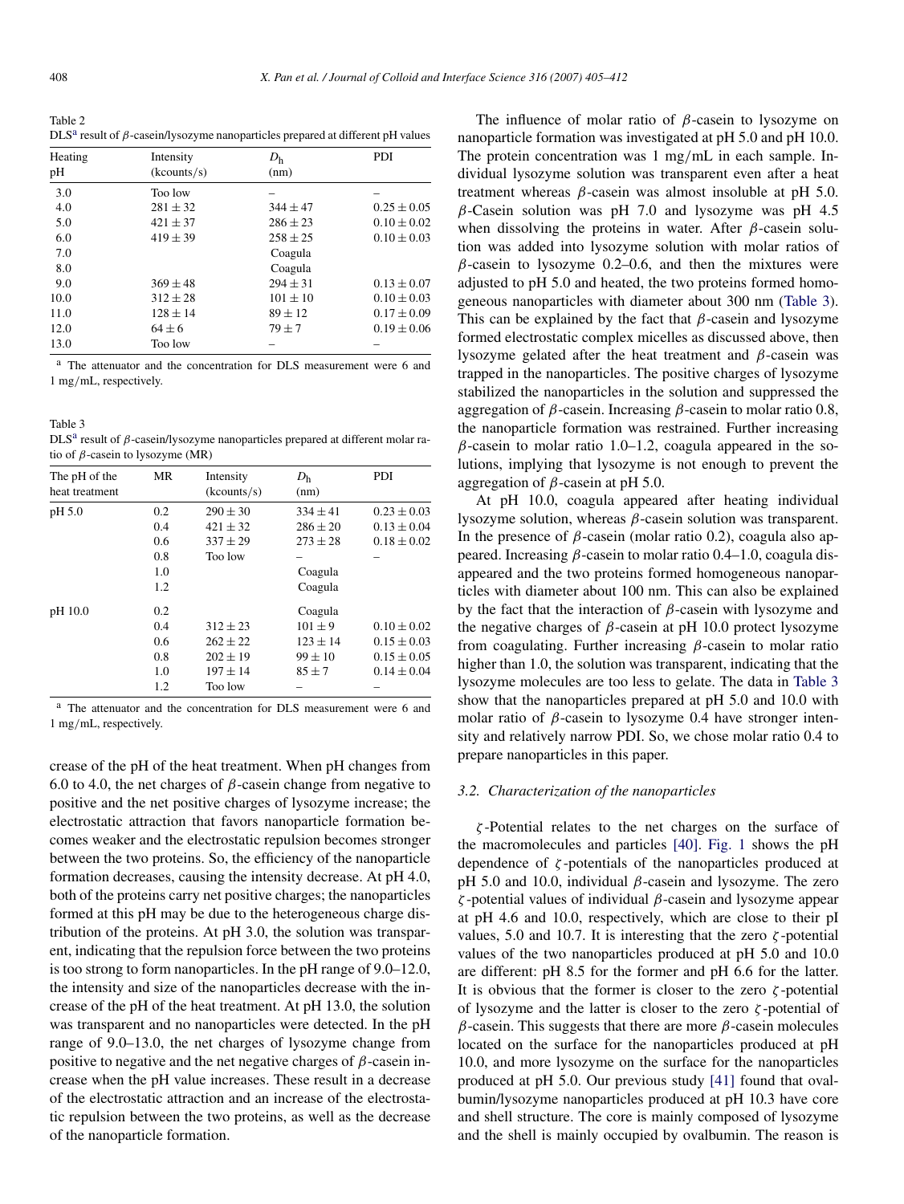Table 2
DLS[a] result of β-casein/lysozyme nanoparticles prepared at different pH values

| Heating pH | Intensity (kcounts/s) | $D_h$ (nm) | PDI |
|---|---|---|---|
| 3.0 | Too low | – | – |
| 4.0 | 281 ± 32 | 344 ± 47 | 0.25 ± 0.05 |
| 5.0 | 421 ± 37 | 286 ± 23 | 0.10 ± 0.02 |
| 6.0 | 419 ± 39 | 258 ± 25 | 0.10 ± 0.03 |
| 7.0 | | Coagula | |
| 8.0 | | Coagula | |
| 9.0 | 369 ± 48 | 294 ± 31 | 0.13 ± 0.07 |
| 10.0 | 312 ± 28 | 101 ± 10 | 0.10 ± 0.03 |
| 11.0 | 128 ± 14 | 89 ± 12 | 0.17 ± 0.09 |
| 12.0 | 64 ± 6 | 79 ± 7 | 0.19 ± 0.06 |
| 13.0 | Too low | – | – |

[a] The attenuator and the concentration for DLS measurement were 6 and 1 mg/mL, respectively.

Table 3
DLS[a] result of β-casein/lysozyme nanoparticles prepared at different molar ratio of β-casein to lysozyme (MR)

| The pH of the heat treatment | MR | Intensity (kcounts/s) | $D_h$ (nm) | PDI |
|---|---|---|---|---|
| pH 5.0 | 0.2 | 290 ± 30 | 334 ± 41 | 0.23 ± 0.03 |
| | 0.4 | 421 ± 32 | 286 ± 20 | 0.13 ± 0.04 |
| | 0.6 | 337 ± 29 | 273 ± 28 | 0.18 ± 0.02 |
| | 0.8 | Too low | – | – |
| | 1.0 | | Coagula | |
| | 1.2 | | Coagula | |
| pH 10.0 | 0.2 | | Coagula | |
| | 0.4 | 312 ± 23 | 101 ± 9 | 0.10 ± 0.02 |
| | 0.6 | 262 ± 22 | 123 ± 14 | 0.15 ± 0.03 |
| | 0.8 | 202 ± 19 | 99 ± 10 | 0.15 ± 0.05 |
| | 1.0 | 197 ± 14 | 85 ± 7 | 0.14 ± 0.04 |
| | 1.2 | Too low | – | – |

[a] The attenuator and the concentration for DLS measurement were 6 and 1 mg/mL, respectively.

crease of the pH of the heat treatment. When pH changes from 6.0 to 4.0, the net charges of β-casein change from negative to positive and the net positive charges of lysozyme increase; the electrostatic attraction that favors nanoparticle formation becomes weaker and the electrostatic repulsion becomes stronger between the two proteins. So, the efficiency of the nanoparticle formation decreases, causing the intensity decrease. At pH 4.0, both of the proteins carry net positive charges; the nanoparticles formed at this pH may be due to the heterogeneous charge distribution of the proteins. At pH 3.0, the solution was transparent, indicating that the repulsion force between the two proteins is too strong to form nanoparticles. In the pH range of 9.0–12.0, the intensity and size of the nanoparticles decrease with the increase of the pH of the heat treatment. At pH 13.0, the solution was transparent and no nanoparticles were detected. In the pH range of 9.0–13.0, the net charges of lysozyme change from positive to negative and the net negative charges of β-casein increase when the pH value increases. These result in a decrease of the electrostatic attraction and an increase of the electrostatic repulsion between the two proteins, as well as the decrease of the nanoparticle formation.

The influence of molar ratio of β-casein to lysozyme on nanoparticle formation was investigated at pH 5.0 and pH 10.0. The protein concentration was 1 mg/mL in each sample. Individual lysozyme solution was transparent even after a heat treatment whereas β-casein was almost insoluble at pH 5.0. β-Casein solution was pH 7.0 and lysozyme was pH 4.5 when dissolving the proteins in water. After β-casein solution was added into lysozyme solution with molar ratios of β-casein to lysozyme 0.2–0.6, and then the mixtures were adjusted to pH 5.0 and heated, the two proteins formed homogeneous nanoparticles with diameter about 300 nm (Table 3). This can be explained by the fact that β-casein and lysozyme formed electrostatic complex micelles as discussed above, then lysozyme gelated after the heat treatment and β-casein was trapped in the nanoparticles. The positive charges of lysozyme stabilized the nanoparticles in the solution and suppressed the aggregation of β-casein. Increasing β-casein to molar ratio 0.8, the nanoparticle formation was restrained. Further increasing β-casein to molar ratio 1.0–1.2, coagula appeared in the solutions, implying that lysozyme is not enough to prevent the aggregation of β-casein at pH 5.0.

At pH 10.0, coagula appeared after heating individual lysozyme solution, whereas β-casein solution was transparent. In the presence of β-casein (molar ratio 0.2), coagula also appeared. Increasing β-casein to molar ratio 0.4–1.0, coagula disappeared and the two proteins formed homogeneous nanoparticles with diameter about 100 nm. This can also be explained by the fact that the interaction of β-casein with lysozyme and the negative charges of β-casein at pH 10.0 protect lysozyme from coagulating. Further increasing β-casein to molar ratio higher than 1.0, the solution was transparent, indicating that the lysozyme molecules are too less to gelate. The data in Table 3 show that the nanoparticles prepared at pH 5.0 and 10.0 with molar ratio of β-casein to lysozyme 0.4 have stronger intensity and relatively narrow PDI. So, we chose molar ratio 0.4 to prepare nanoparticles in this paper.

### 3.2. Characterization of the nanoparticles

ζ-Potential relates to the net charges on the surface of the macromolecules and particles [40]. Fig. 1 shows the pH dependence of ζ-potentials of the nanoparticles produced at pH 5.0 and 10.0, individual β-casein and lysozyme. The zero ζ-potential values of individual β-casein and lysozyme appear at pH 4.6 and 10.0, respectively, which are close to their pI values, 5.0 and 10.7. It is interesting that the zero ζ-potential values of the two nanoparticles produced at pH 5.0 and 10.0 are different: pH 8.5 for the former and pH 6.6 for the latter. It is obvious that the former is closer to the zero ζ-potential of lysozyme and the latter is closer to the zero ζ-potential of β-casein. This suggests that there are more β-casein molecules located on the surface for the nanoparticles produced at pH 10.0, and more lysozyme on the surface for the nanoparticles produced at pH 5.0. Our previous study [41] found that ovalbumin/lysozyme nanoparticles produced at pH 10.3 have core and shell structure. The core is mainly composed of lysozyme and the shell is mainly occupied by ovalbumin. The reason is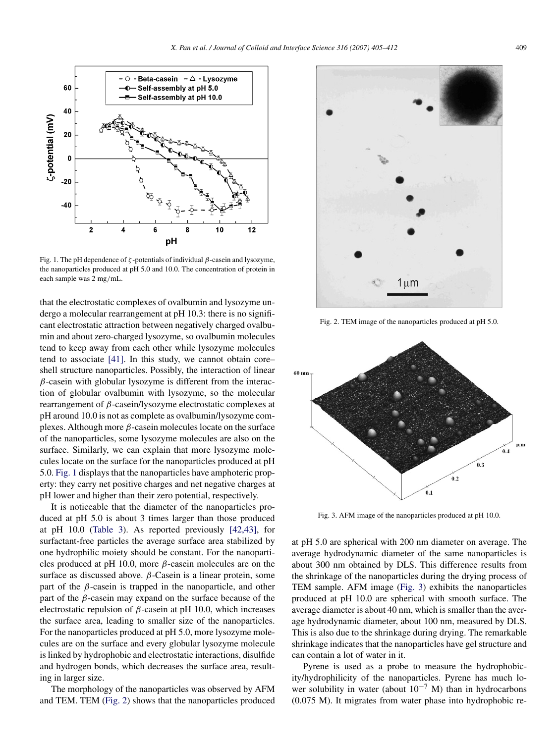Fig. 1. The pH dependence of $\zeta$-potentials of individual $\beta$-casein and lysozyme, the nanoparticles produced at pH 5.0 and 10.0. The concentration of protein in each sample was 2 mg/mL.

that the electrostatic complexes of ovalbumin and lysozyme undergo a molecular rearrangement at pH 10.3: there is no significant electrostatic attraction between negatively charged ovalbumin and about zero-charged lysozyme, so ovalbumin molecules tend to keep away from each other while lysozyme molecules tend to associate [41]. In this study, we cannot obtain core–shell structure nanoparticles. Possibly, the interaction of linear $\beta$-casein with globular lysozyme is different from the interaction of globular ovalbumin with lysozyme, so the molecular rearrangement of $\beta$-casein/lysozyme electrostatic complexes at pH around 10.0 is not as complete as ovalbumin/lysozyme complexes. Although more $\beta$-casein molecules locate on the surface of the nanoparticles, some lysozyme molecules are also on the surface. Similarly, we can explain that more lysozyme molecules locate on the surface for the nanoparticles produced at pH 5.0. Fig. 1 displays that the nanoparticles have amphoteric property: they carry net positive charges and net negative charges at pH lower and higher than their zero potential, respectively.

It is noticeable that the diameter of the nanoparticles produced at pH 5.0 is about 3 times larger than those produced at pH 10.0 (Table 3). As reported previously [42,43], for surfactant-free particles the average surface area stabilized by one hydrophilic moiety should be constant. For the nanoparticles produced at pH 10.0, more $\beta$-casein molecules are on the surface as discussed above. $\beta$-Casein is a linear protein, some part of the $\beta$-casein is trapped in the nanoparticle, and other part of the $\beta$-casein may expand on the surface because of the electrostatic repulsion of $\beta$-casein at pH 10.0, which increases the surface area, leading to smaller size of the nanoparticles. For the nanoparticles produced at pH 5.0, more lysozyme molecules are on the surface and every globular lysozyme molecule is linked by hydrophobic and electrostatic interactions, disulfide and hydrogen bonds, which decreases the surface area, resulting in larger size.

The morphology of the nanoparticles was observed by AFM and TEM. TEM (Fig. 2) shows that the nanoparticles produced at pH 5.0 are spherical with 200 nm diameter on average. The average hydrodynamic diameter of the same nanoparticles is about 300 nm obtained by DLS. This difference results from the shrinkage of the nanoparticles during the drying process of TEM sample. AFM image (Fig. 3) exhibits the nanoparticles produced at pH 10.0 are spherical with smooth surface. The average diameter is about 40 nm, which is smaller than the average hydrodynamic diameter, about 100 nm, measured by DLS. This is also due to the shrinkage during drying. The remarkable shrinkage indicates that the nanoparticles have gel structure and can contain a lot of water in it.

Fig. 2. TEM image of the nanoparticles produced at pH 5.0.

Fig. 3. AFM image of the nanoparticles produced at pH 10.0.

Pyrene is used as a probe to measure the hydrophobicity/hydrophilicity of the nanoparticles. Pyrene has much lower solubility in water (about $10^{-7}$ M) than in hydrocarbons (0.075 M). It migrates from water phase into hydrophobic re-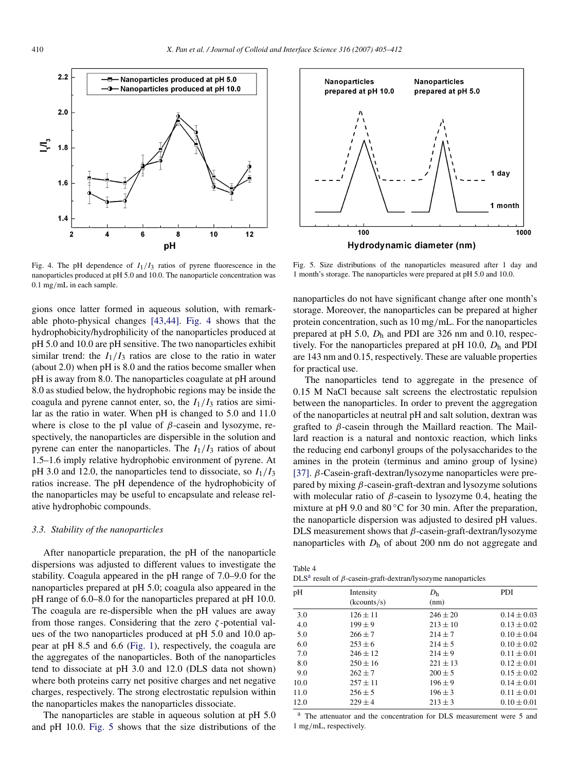Fig. 4. The pH dependence of $I_1/I_3$ ratios of pyrene fluorescence in the nanoparticles produced at pH 5.0 and 10.0. The nanoparticle concentration was 0.1 mg/mL in each sample.

Fig. 5. Size distributions of the nanoparticles measured after 1 day and 1 month's storage. The nanoparticles were prepared at pH 5.0 and 10.0.

gions once latter formed in aqueous solution, with remarkable photo-physical changes [43,44]. Fig. 4 shows that the hydrophobicity/hydrophilicity of the nanoparticles produced at pH 5.0 and 10.0 are pH sensitive. The two nanoparticles exhibit similar trend: the $I_1/I_3$ ratios are close to the ratio in water (about 2.0) when pH is 8.0 and the ratios become smaller when pH is away from 8.0. The nanoparticles coagulate at pH around 8.0 as studied below, the hydrophobic regions may be inside the coagula and pyrene cannot enter, so, the $I_1/I_3$ ratios are similar as the ratio in water. When pH is changed to 5.0 and 11.0 where is close to the pI value of $\beta$-casein and lysozyme, respectively, the nanoparticles are dispersible in the solution and pyrene can enter the nanoparticles. The $I_1/I_3$ ratios of about 1.5–1.6 imply relative hydrophobic environment of pyrene. At pH 3.0 and 12.0, the nanoparticles tend to dissociate, so $I_1/I_3$ ratios increase. The pH dependence of the hydrophobicity of the nanoparticles may be useful to encapsulate and release relative hydrophobic compounds.

### 3.3. Stability of the nanoparticles

After nanoparticle preparation, the pH of the nanoparticle dispersions was adjusted to different values to investigate the stability. Coagula appeared in the pH range of 7.0–9.0 for the nanoparticles prepared at pH 5.0; coagula also appeared in the pH range of 6.0–8.0 for the nanoparticles prepared at pH 10.0. The coagula are re-dispersible when the pH values are away from those ranges. Considering that the zero $\zeta$-potential values of the two nanoparticles produced at pH 5.0 and 10.0 appear at pH 8.5 and 6.6 (Fig. 1), respectively, the coagula are the aggregates of the nanoparticles. Both of the nanoparticles tend to dissociate at pH 3.0 and 12.0 (DLS data not shown) where both proteins carry net positive charges and net negative charges, respectively. The strong electrostatic repulsion within the nanoparticles makes the nanoparticles dissociate.

The nanoparticles are stable in aqueous solution at pH 5.0 and pH 10.0. Fig. 5 shows that the size distributions of the nanoparticles do not have significant change after one month's storage. Moreover, the nanoparticles can be prepared at higher protein concentration, such as 10 mg/mL. For the nanoparticles prepared at pH 5.0, $D_h$ and PDI are 326 nm and 0.10, respectively. For the nanoparticles prepared at pH 10.0, $D_h$ and PDI are 143 nm and 0.15, respectively. These are valuable properties for practical use.

The nanoparticles tend to aggregate in the presence of 0.15 M NaCl because salt screens the electrostatic repulsion between the nanoparticles. In order to prevent the aggregation of the nanoparticles at neutral pH and salt solution, dextran was grafted to $\beta$-casein through the Maillard reaction. The Maillard reaction is a natural and nontoxic reaction, which links the reducing end carbonyl groups of the polysaccharides to the amines in the protein (terminus and amino group of lysine) [37]. $\beta$-Casein-graft-dextran/lysozyme nanoparticles were prepared by mixing $\beta$-casein-graft-dextran and lysozyme solutions with molecular ratio of $\beta$-casein to lysozyme 0.4, heating the mixture at pH 9.0 and 80 °C for 30 min. After the preparation, the nanoparticle dispersion was adjusted to desired pH values. DLS measurement shows that $\beta$-casein-graft-dextran/lysozyme nanoparticles with $D_h$ of about 200 nm do not aggregate and

Table 4
DLS[a] result of $\beta$-casein-graft-dextran/lysozyme nanoparticles

| pH | Intensity (kcounts/s) | $D_h$ (nm) | PDI |
|---|---|---|---|
| 3.0 | $126 \pm 11$ | $246 \pm 20$ | $0.14 \pm 0.03$ |
| 4.0 | $199 \pm 9$ | $213 \pm 10$ | $0.13 \pm 0.02$ |
| 5.0 | $266 \pm 7$ | $214 \pm 7$ | $0.10 \pm 0.04$ |
| 6.0 | $253 \pm 6$ | $214 \pm 5$ | $0.10 \pm 0.02$ |
| 7.0 | $246 \pm 12$ | $214 \pm 9$ | $0.11 \pm 0.01$ |
| 8.0 | $250 \pm 16$ | $221 \pm 13$ | $0.12 \pm 0.01$ |
| 9.0 | $262 \pm 7$ | $200 \pm 5$ | $0.15 \pm 0.02$ |
| 10.0 | $257 \pm 11$ | $196 \pm 9$ | $0.14 \pm 0.01$ |
| 11.0 | $256 \pm 5$ | $196 \pm 3$ | $0.11 \pm 0.01$ |
| 12.0 | $229 \pm 4$ | $213 \pm 3$ | $0.10 \pm 0.01$ |

[a] The attenuator and the concentration for DLS measurement were 5 and 1 mg/mL, respectively.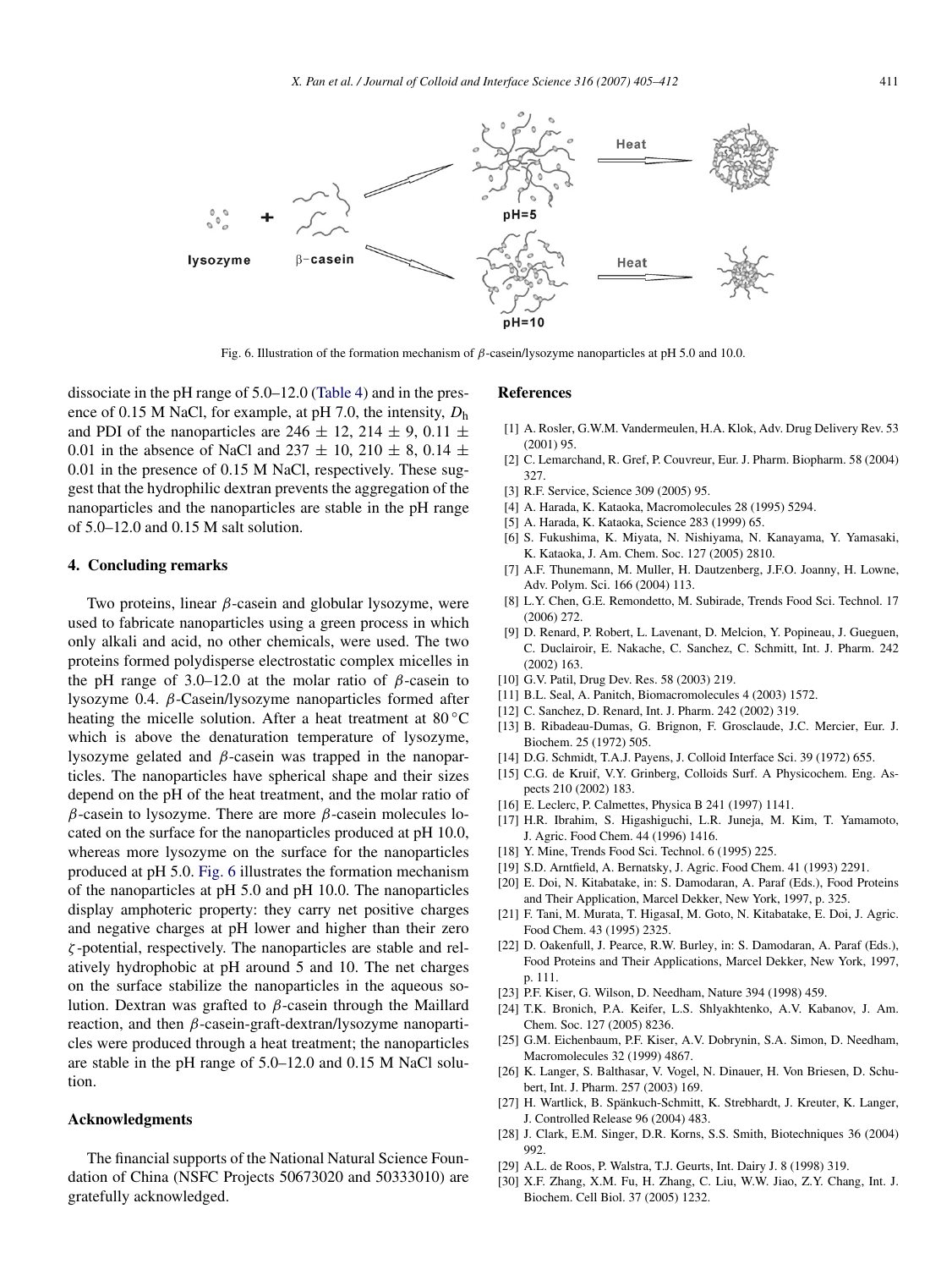Fig. 6. Illustration of the formation mechanism of $\beta$-casein/lysozyme nanoparticles at pH 5.0 and 10.0.

dissociate in the pH range of 5.0–12.0 (Table 4) and in the presence of 0.15 M NaCl, for example, at pH 7.0, the intensity, $D_h$ and PDI of the nanoparticles are $246 \pm 12$, $214 \pm 9$, $0.11 \pm 0.01$ in the absence of NaCl and $237 \pm 10$, $210 \pm 8$, $0.14 \pm 0.01$ in the presence of 0.15 M NaCl, respectively. These suggest that the hydrophilic dextran prevents the aggregation of the nanoparticles and the nanoparticles are stable in the pH range of 5.0–12.0 and 0.15 M salt solution.

## 4. Concluding remarks

Two proteins, linear $\beta$-casein and globular lysozyme, were used to fabricate nanoparticles using a green process in which only alkali and acid, no other chemicals, were used. The two proteins formed polydisperse electrostatic complex micelles in the pH range of 3.0–12.0 at the molar ratio of $\beta$-casein to lysozyme 0.4. $\beta$-Casein/lysozyme nanoparticles formed after heating the micelle solution. After a heat treatment at 80 °C which is above the denaturation temperature of lysozyme, lysozyme gelated and $\beta$-casein was trapped in the nanoparticles. The nanoparticles have spherical shape and their sizes depend on the pH of the heat treatment, and the molar ratio of $\beta$-casein to lysozyme. There are more $\beta$-casein molecules located on the surface for the nanoparticles produced at pH 10.0, whereas more lysozyme on the surface for the nanoparticles produced at pH 5.0. Fig. 6 illustrates the formation mechanism of the nanoparticles at pH 5.0 and pH 10.0. The nanoparticles display amphoteric property: they carry net positive charges and negative charges at pH lower and higher than their zero $\zeta$-potential, respectively. The nanoparticles are stable and relatively hydrophobic at pH around 5 and 10. The net charges on the surface stabilize the nanoparticles in the aqueous solution. Dextran was grafted to $\beta$-casein through the Maillard reaction, and then $\beta$-casein-graft-dextran/lysozyme nanoparticles were produced through a heat treatment; the nanoparticles are stable in the pH range of 5.0–12.0 and 0.15 M NaCl solution.

## Acknowledgments

The financial supports of the National Natural Science Foundation of China (NSFC Projects 50673020 and 50333010) are gratefully acknowledged.

## References

[1] A. Rosler, G.W.M. Vandermeulen, H.A. Klok, Adv. Drug Delivery Rev. 53 (2001) 95.
[2] C. Lemarchand, R. Gref, P. Couvreur, Eur. J. Pharm. Biopharm. 58 (2004) 327.
[3] R.F. Service, Science 309 (2005) 95.
[4] A. Harada, K. Kataoka, Macromolecules 28 (1995) 5294.
[5] A. Harada, K. Kataoka, Science 283 (1999) 65.
[6] S. Fukushima, K. Miyata, N. Nishiyama, N. Kanayama, Y. Yamasaki, K. Kataoka, J. Am. Chem. Soc. 127 (2005) 2810.
[7] A.F. Thunemann, M. Muller, H. Dautzenberg, J.F.O. Joanny, H. Lowne, Adv. Polym. Sci. 166 (2004) 113.
[8] L.Y. Chen, G.E. Remondetto, M. Subirade, Trends Food Sci. Technol. 17 (2006) 272.
[9] D. Renard, P. Robert, L. Lavenant, D. Melcion, Y. Popineau, J. Gueguen, C. Duclairoir, E. Nakache, C. Sanchez, C. Schmitt, Int. J. Pharm. 242 (2002) 163.
[10] G.V. Patil, Drug Dev. Res. 58 (2003) 219.
[11] B.L. Seal, A. Panitch, Biomacromolecules 4 (2003) 1572.
[12] C. Sanchez, D. Renard, Int. J. Pharm. 242 (2002) 319.
[13] B. Ribadeau-Dumas, G. Brignon, F. Grosclaude, J.C. Mercier, Eur. J. Biochem. 25 (1972) 505.
[14] D.G. Schmidt, T.A.J. Payens, J. Colloid Interface Sci. 39 (1972) 655.
[15] C.G. de Kruif, V.Y. Grinberg, Colloids Surf. A Physicochem. Eng. Aspects 210 (2002) 183.
[16] E. Leclerc, P. Calmettes, Physica B 241 (1997) 1141.
[17] H.R. Ibrahim, S. Higashiguchi, L.R. Juneja, M. Kim, T. Yamamoto, J. Agric. Food Chem. 44 (1996) 1416.
[18] Y. Mine, Trends Food Sci. Technol. 6 (1995) 225.
[19] S.D. Arntfield, A. Bernatsky, J. Agric. Food Chem. 41 (1993) 2291.
[20] E. Doi, N. Kitabatake, in: S. Damodaran, A. Paraf (Eds.), Food Proteins and Their Application, Marcel Dekker, New York, 1997, p. 325.
[21] F. Tani, M. Murata, T. HigasaI, M. Goto, N. Kitabatake, E. Doi, J. Agric. Food Chem. 43 (1995) 2325.
[22] D. Oakenfull, J. Pearce, R.W. Burley, in: S. Damodaran, A. Paraf (Eds.), Food Proteins and Their Applications, Marcel Dekker, New York, 1997, p. 111.
[23] P.F. Kiser, G. Wilson, D. Needham, Nature 394 (1998) 459.
[24] T.K. Bronich, P.A. Keifer, L.S. Shlyakhtenko, A.V. Kabanov, J. Am. Chem. Soc. 127 (2005) 8236.
[25] G.M. Eichenbaum, P.F. Kiser, A.V. Dobrynin, S.A. Simon, D. Needham, Macromolecules 32 (1999) 4867.
[26] K. Langer, S. Balthasar, V. Vogel, N. Dinauer, H. Von Briesen, D. Schubert, Int. J. Pharm. 257 (2003) 169.
[27] H. Wartlick, B. Spänkuch-Schmitt, K. Strebhardt, J. Kreuter, K. Langer, J. Controlled Release 96 (2004) 483.
[28] J. Clark, E.M. Singer, D.R. Korns, S.S. Smith, Biotechniques 36 (2004) 992.
[29] A.L. de Roos, P. Walstra, T.J. Geurts, Int. Dairy J. 8 (1998) 319.
[30] X.F. Zhang, X.M. Fu, H. Zhang, C. Liu, W.W. Jiao, Z.Y. Chang, Int. J. Biochem. Cell Biol. 37 (2005) 1232.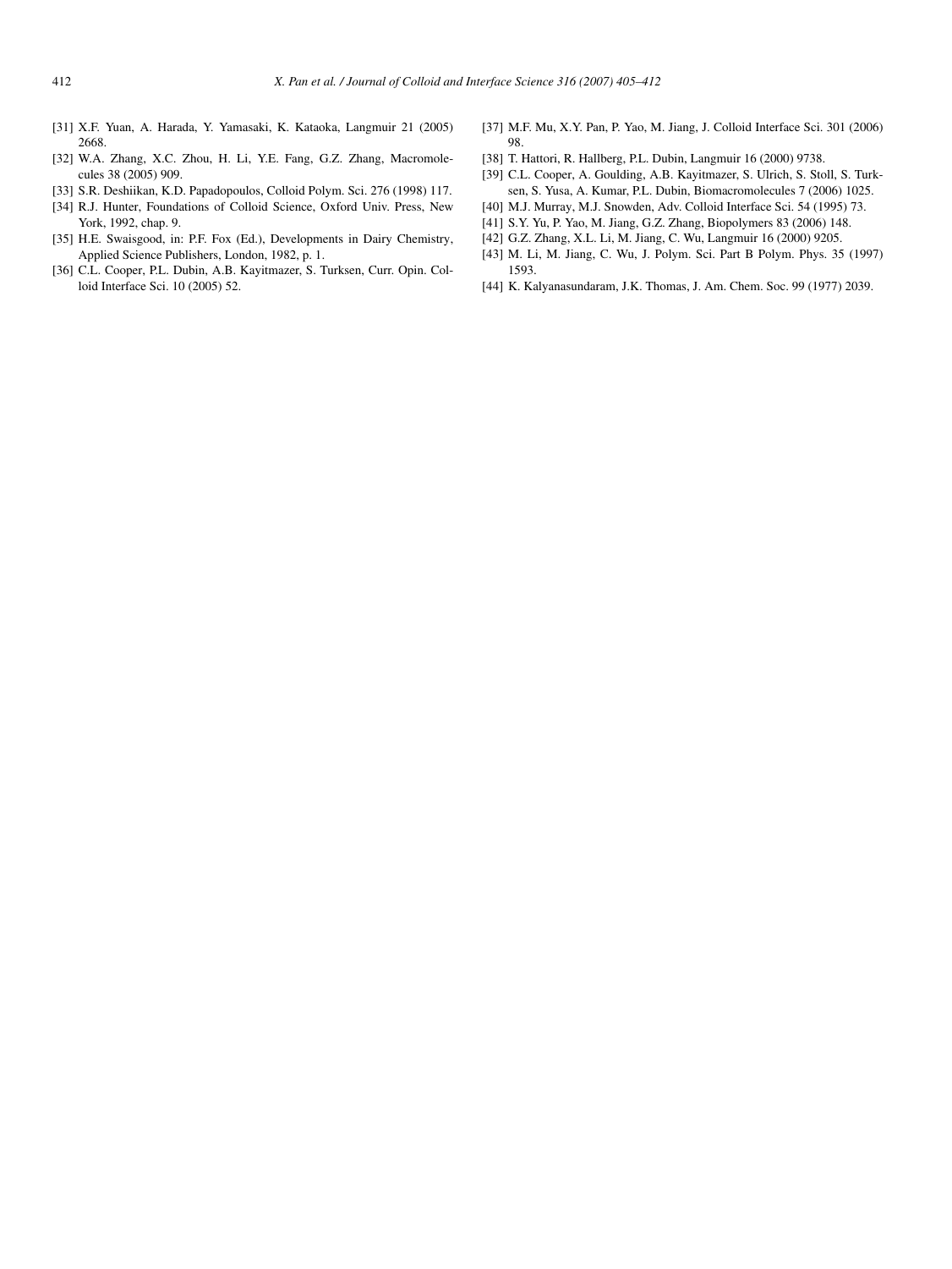[31] X.F. Yuan, A. Harada, Y. Yamasaki, K. Kataoka, Langmuir 21 (2005) 2668.

[32] W.A. Zhang, X.C. Zhou, H. Li, Y.E. Fang, G.Z. Zhang, Macromolecules 38 (2005) 909.

[33] S.R. Deshiikan, K.D. Papadopoulos, Colloid Polym. Sci. 276 (1998) 117.

[34] R.J. Hunter, Foundations of Colloid Science, Oxford Univ. Press, New York, 1992, chap. 9.

[35] H.E. Swaisgood, in: P.F. Fox (Ed.), Developments in Dairy Chemistry, Applied Science Publishers, London, 1982, p. 1.

[36] C.L. Cooper, P.L. Dubin, A.B. Kayitmazer, S. Turksen, Curr. Opin. Colloid Interface Sci. 10 (2005) 52.

[37] M.F. Mu, X.Y. Pan, P. Yao, M. Jiang, J. Colloid Interface Sci. 301 (2006) 98.

[38] T. Hattori, R. Hallberg, P.L. Dubin, Langmuir 16 (2000) 9738.

[39] C.L. Cooper, A. Goulding, A.B. Kayitmazer, S. Ulrich, S. Stoll, S. Turksen, S. Yusa, A. Kumar, P.L. Dubin, Biomacromolecules 7 (2006) 1025.

[40] M.J. Murray, M.J. Snowden, Adv. Colloid Interface Sci. 54 (1995) 73.

[41] S.Y. Yu, P. Yao, M. Jiang, G.Z. Zhang, Biopolymers 83 (2006) 148.

[42] G.Z. Zhang, X.L. Li, M. Jiang, C. Wu, Langmuir 16 (2000) 9205.

[43] M. Li, M. Jiang, C. Wu, J. Polym. Sci. Part B Polym. Phys. 35 (1997) 1593.

[44] K. Kalyanasundaram, J.K. Thomas, J. Am. Chem. Soc. 99 (1977) 2039.